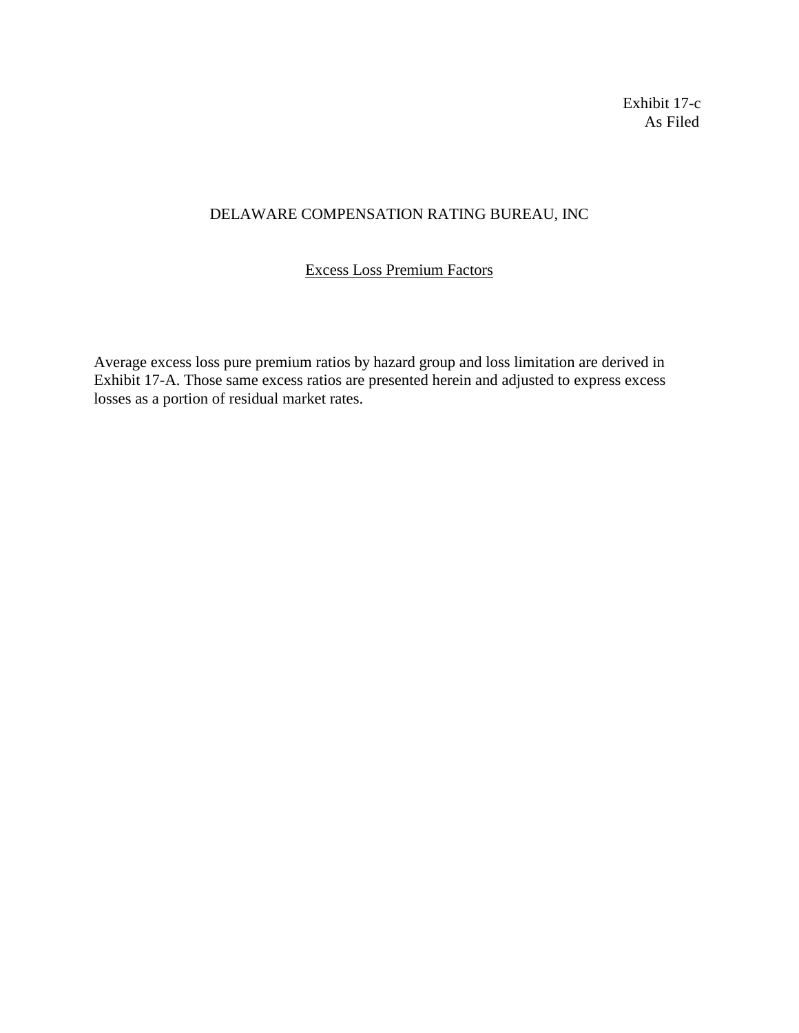Exhibit 17-c
As Filed

# DELAWARE COMPENSATION RATING BUREAU, INC

## Excess Loss Premium Factors

Average excess loss pure premium ratios by hazard group and loss limitation are derived in Exhibit 17-A. Those same excess ratios are presented herein and adjusted to express excess losses as a portion of residual market rates.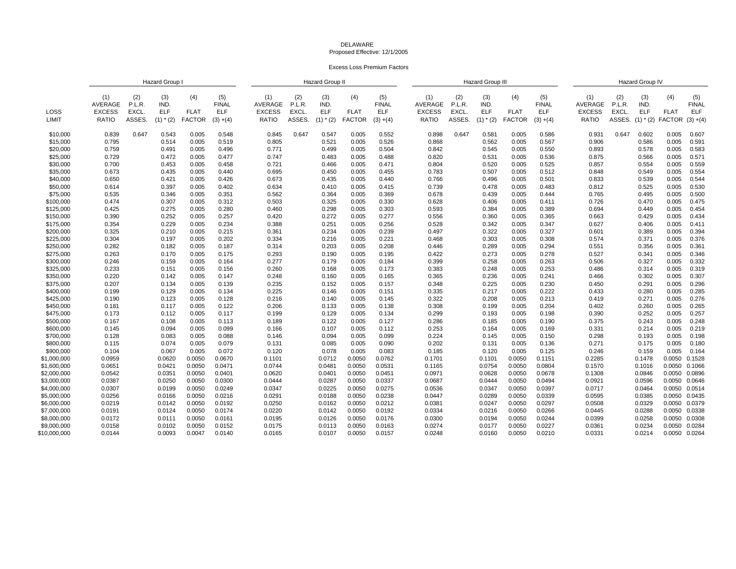DELAWARE
Proposed Effective: 12/1/2005

Excess Loss Premium Factors

| | Hazard Group I | | | | | Hazard Group II | | | | | Hazard Group III | | | | | Hazard Group IV | | | | |
|---|---|---|---|---|---|---|---|---|---|---|---|---|---|---|---|---|---|---|---|---|
| LOSS LIMIT | (1) AVERAGE EXCESS RATIO | (2) P.L.R. EXCL. ASSES. | (3) IND. ELF (1) * (2) | (4) FLAT FACTOR | (5) FINAL ELF (3) +(4) | (1) AVERAGE EXCESS RATIO | (2) P.L.R. EXCL. ASSES. | (3) IND. ELF (1) * (2) | (4) FLAT FACTOR | (5) FINAL ELF (3) +(4) | (1) AVERAGE EXCESS RATIO | (2) P.L.R. EXCL. ASSES. | (3) IND. ELF (1) * (2) | (4) FLAT FACTOR | (5) FINAL ELF (3) +(4) | (1) AVERAGE EXCESS RATIO | (2) P.L.R. EXCL. ASSES. | (3) IND. ELF (1) * (2) | (4) FLAT FACTOR | (5) FINAL ELF (3) +(4) |
| $10,000 | 0.839 | 0.647 | 0.543 | 0.005 | 0.548 | 0.845 | 0.647 | 0.547 | 0.005 | 0.552 | 0.898 | 0.647 | 0.581 | 0.005 | 0.586 | 0.931 | 0.647 | 0.602 | 0.005 | 0.607 |
| $15,000 | 0.795 | | 0.514 | 0.005 | 0.519 | 0.805 | | 0.521 | 0.005 | 0.526 | 0.868 | | 0.562 | 0.005 | 0.567 | 0.906 | | 0.586 | 0.005 | 0.591 |
| $20,000 | 0.759 | | 0.491 | 0.005 | 0.496 | 0.771 | | 0.499 | 0.005 | 0.504 | 0.842 | | 0.545 | 0.005 | 0.550 | 0.893 | | 0.578 | 0.005 | 0.583 |
| $25,000 | 0.729 | | 0.472 | 0.005 | 0.477 | 0.747 | | 0.483 | 0.005 | 0.488 | 0.820 | | 0.531 | 0.005 | 0.536 | 0.875 | | 0.566 | 0.005 | 0.571 |
| $30,000 | 0.700 | | 0.453 | 0.005 | 0.458 | 0.721 | | 0.466 | 0.005 | 0.471 | 0.804 | | 0.520 | 0.005 | 0.525 | 0.857 | | 0.554 | 0.005 | 0.559 |
| $35,000 | 0.673 | | 0.435 | 0.005 | 0.440 | 0.695 | | 0.450 | 0.005 | 0.455 | 0.783 | | 0.507 | 0.005 | 0.512 | 0.848 | | 0.549 | 0.005 | 0.554 |
| $40,000 | 0.650 | | 0.421 | 0.005 | 0.426 | 0.673 | | 0.435 | 0.005 | 0.440 | 0.766 | | 0.496 | 0.005 | 0.501 | 0.833 | | 0.539 | 0.005 | 0.544 |
| $50,000 | 0.614 | | 0.397 | 0.005 | 0.402 | 0.634 | | 0.410 | 0.005 | 0.415 | 0.739 | | 0.478 | 0.005 | 0.483 | 0.812 | | 0.525 | 0.005 | 0.530 |
| $75,000 | 0.535 | | 0.346 | 0.005 | 0.351 | 0.562 | | 0.364 | 0.005 | 0.369 | 0.678 | | 0.439 | 0.005 | 0.444 | 0.765 | | 0.495 | 0.005 | 0.500 |
| $100,000 | 0.474 | | 0.307 | 0.005 | 0.312 | 0.503 | | 0.325 | 0.005 | 0.330 | 0.628 | | 0.406 | 0.005 | 0.411 | 0.726 | | 0.470 | 0.005 | 0.475 |
| $125,000 | 0.425 | | 0.275 | 0.005 | 0.280 | 0.460 | | 0.298 | 0.005 | 0.303 | 0.593 | | 0.384 | 0.005 | 0.389 | 0.694 | | 0.449 | 0.005 | 0.454 |
| $150,000 | 0.390 | | 0.252 | 0.005 | 0.257 | 0.420 | | 0.272 | 0.005 | 0.277 | 0.556 | | 0.360 | 0.005 | 0.365 | 0.663 | | 0.429 | 0.005 | 0.434 |
| $175,000 | 0.354 | | 0.229 | 0.005 | 0.234 | 0.388 | | 0.251 | 0.005 | 0.256 | 0.528 | | 0.342 | 0.005 | 0.347 | 0.627 | | 0.406 | 0.005 | 0.411 |
| $200,000 | 0.325 | | 0.210 | 0.005 | 0.215 | 0.361 | | 0.234 | 0.005 | 0.239 | 0.497 | | 0.322 | 0.005 | 0.327 | 0.601 | | 0.389 | 0.005 | 0.394 |
| $225,000 | 0.304 | | 0.197 | 0.005 | 0.202 | 0.334 | | 0.216 | 0.005 | 0.221 | 0.468 | | 0.303 | 0.005 | 0.308 | 0.574 | | 0.371 | 0.005 | 0.376 |
| $250,000 | 0.282 | | 0.182 | 0.005 | 0.187 | 0.314 | | 0.203 | 0.005 | 0.208 | 0.446 | | 0.289 | 0.005 | 0.294 | 0.551 | | 0.356 | 0.005 | 0.361 |
| $275,000 | 0.263 | | 0.170 | 0.005 | 0.175 | 0.293 | | 0.190 | 0.005 | 0.195 | 0.422 | | 0.273 | 0.005 | 0.278 | 0.527 | | 0.341 | 0.005 | 0.346 |
| $300,000 | 0.246 | | 0.159 | 0.005 | 0.164 | 0.277 | | 0.179 | 0.005 | 0.184 | 0.399 | | 0.258 | 0.005 | 0.263 | 0.506 | | 0.327 | 0.005 | 0.332 |
| $325,000 | 0.233 | | 0.151 | 0.005 | 0.156 | 0.260 | | 0.168 | 0.005 | 0.173 | 0.383 | | 0.248 | 0.005 | 0.253 | 0.486 | | 0.314 | 0.005 | 0.319 |
| $350,000 | 0.220 | | 0.142 | 0.005 | 0.147 | 0.248 | | 0.160 | 0.005 | 0.165 | 0.365 | | 0.236 | 0.005 | 0.241 | 0.466 | | 0.302 | 0.005 | 0.307 |
| $375,000 | 0.207 | | 0.134 | 0.005 | 0.139 | 0.235 | | 0.152 | 0.005 | 0.157 | 0.348 | | 0.225 | 0.005 | 0.230 | 0.450 | | 0.291 | 0.005 | 0.296 |
| $400,000 | 0.199 | | 0.129 | 0.005 | 0.134 | 0.225 | | 0.146 | 0.005 | 0.151 | 0.335 | | 0.217 | 0.005 | 0.222 | 0.433 | | 0.280 | 0.005 | 0.285 |
| $425,000 | 0.190 | | 0.123 | 0.005 | 0.128 | 0.216 | | 0.140 | 0.005 | 0.145 | 0.322 | | 0.208 | 0.005 | 0.213 | 0.419 | | 0.271 | 0.005 | 0.276 |
| $450,000 | 0.181 | | 0.117 | 0.005 | 0.122 | 0.206 | | 0.133 | 0.005 | 0.138 | 0.308 | | 0.199 | 0.005 | 0.204 | 0.402 | | 0.260 | 0.005 | 0.265 |
| $475,000 | 0.173 | | 0.112 | 0.005 | 0.117 | 0.199 | | 0.129 | 0.005 | 0.134 | 0.299 | | 0.193 | 0.005 | 0.198 | 0.390 | | 0.252 | 0.005 | 0.257 |
| $500,000 | 0.167 | | 0.108 | 0.005 | 0.113 | 0.189 | | 0.122 | 0.005 | 0.127 | 0.286 | | 0.185 | 0.005 | 0.190 | 0.375 | | 0.243 | 0.005 | 0.248 |
| $600,000 | 0.145 | | 0.094 | 0.005 | 0.099 | 0.166 | | 0.107 | 0.005 | 0.112 | 0.253 | | 0.164 | 0.005 | 0.169 | 0.331 | | 0.214 | 0.005 | 0.219 |
| $700,000 | 0.128 | | 0.083 | 0.005 | 0.088 | 0.146 | | 0.094 | 0.005 | 0.099 | 0.224 | | 0.145 | 0.005 | 0.150 | 0.298 | | 0.193 | 0.005 | 0.198 |
| $800,000 | 0.115 | | 0.074 | 0.005 | 0.079 | 0.131 | | 0.085 | 0.005 | 0.090 | 0.202 | | 0.131 | 0.005 | 0.136 | 0.271 | | 0.175 | 0.005 | 0.180 |
| $900,000 | 0.104 | | 0.067 | 0.005 | 0.072 | 0.120 | | 0.078 | 0.005 | 0.083 | 0.185 | | 0.120 | 0.005 | 0.125 | 0.246 | | 0.159 | 0.005 | 0.164 |
| $1,000,000 | 0.0959 | | 0.0620 | 0.0050 | 0.0670 | 0.1101 | | 0.0712 | 0.0050 | 0.0762 | 0.1701 | | 0.1101 | 0.0050 | 0.1151 | 0.2285 | | 0.1478 | 0.0050 | 0.1528 |
| $1,600,000 | 0.0651 | | 0.0421 | 0.0050 | 0.0471 | 0.0744 | | 0.0481 | 0.0050 | 0.0531 | 0.1165 | | 0.0754 | 0.0050 | 0.0804 | 0.1570 | | 0.1016 | 0.0050 | 0.1066 |
| $2,000,000 | 0.0542 | | 0.0351 | 0.0050 | 0.0401 | 0.0620 | | 0.0401 | 0.0050 | 0.0451 | 0.0971 | | 0.0628 | 0.0050 | 0.0678 | 0.1308 | | 0.0846 | 0.0050 | 0.0896 |
| $3,000,000 | 0.0387 | | 0.0250 | 0.0050 | 0.0300 | 0.0444 | | 0.0287 | 0.0050 | 0.0337 | 0.0687 | | 0.0444 | 0.0050 | 0.0494 | 0.0921 | | 0.0596 | 0.0050 | 0.0646 |
| $4,000,000 | 0.0307 | | 0.0199 | 0.0050 | 0.0249 | 0.0347 | | 0.0225 | 0.0050 | 0.0275 | 0.0536 | | 0.0347 | 0.0050 | 0.0397 | 0.0717 | | 0.0464 | 0.0050 | 0.0514 |
| $5,000,000 | 0.0256 | | 0.0166 | 0.0050 | 0.0216 | 0.0291 | | 0.0188 | 0.0050 | 0.0238 | 0.0447 | | 0.0289 | 0.0050 | 0.0339 | 0.0595 | | 0.0385 | 0.0050 | 0.0435 |
| $6,000,000 | 0.0219 | | 0.0142 | 0.0050 | 0.0192 | 0.0250 | | 0.0162 | 0.0050 | 0.0212 | 0.0381 | | 0.0247 | 0.0050 | 0.0297 | 0.0508 | | 0.0329 | 0.0050 | 0.0379 |
| $7,000,000 | 0.0191 | | 0.0124 | 0.0050 | 0.0174 | 0.0220 | | 0.0142 | 0.0050 | 0.0192 | 0.0334 | | 0.0216 | 0.0050 | 0.0266 | 0.0445 | | 0.0288 | 0.0050 | 0.0338 |
| $8,000,000 | 0.0172 | | 0.0111 | 0.0050 | 0.0161 | 0.0195 | | 0.0126 | 0.0050 | 0.0176 | 0.0300 | | 0.0194 | 0.0050 | 0.0244 | 0.0399 | | 0.0258 | 0.0050 | 0.0308 |
| $9,000,000 | 0.0158 | | 0.0102 | 0.0050 | 0.0152 | 0.0175 | | 0.0113 | 0.0050 | 0.0163 | 0.0274 | | 0.0177 | 0.0050 | 0.0227 | 0.0361 | | 0.0234 | 0.0050 | 0.0284 |
| $10,000,000 | 0.0144 | | 0.0093 | 0.0047 | 0.0140 | 0.0165 | | 0.0107 | 0.0050 | 0.0157 | 0.0248 | | 0.0160 | 0.0050 | 0.0210 | 0.0331 | | 0.0214 | 0.0050 | 0.0264 |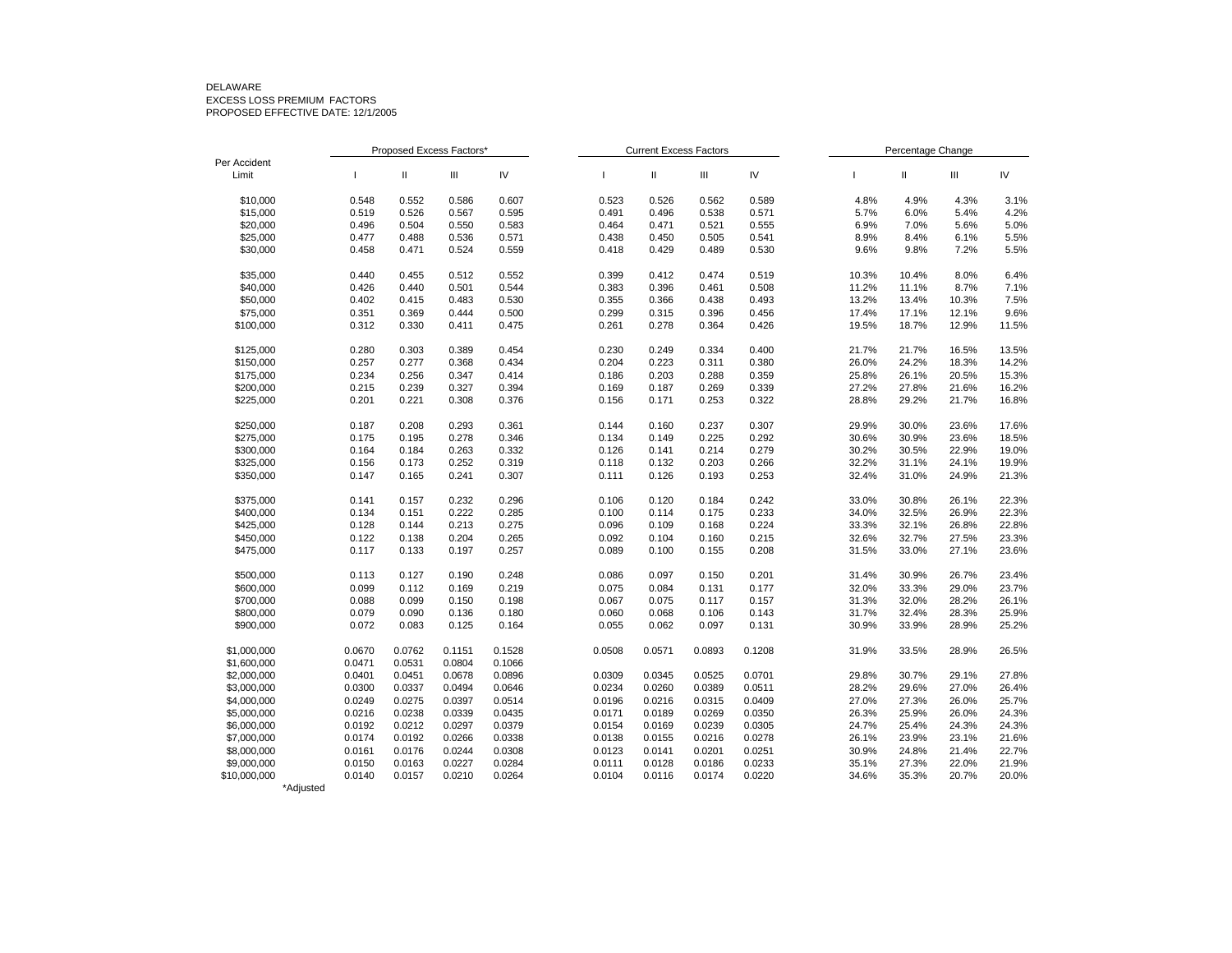DELAWARE
EXCESS LOSS PREMIUM FACTORS
PROPOSED EFFECTIVE DATE: 12/1/2005

| Per Accident Limit | Proposed Excess Factors* | | | | Current Excess Factors | | | | Percentage Change | | | |
|---|---|---|---|---|---|---|---|---|---|---|---|---|
| | I | II | III | IV | I | II | III | IV | I | II | III | IV |
| $10,000 | 0.548 | 0.552 | 0.586 | 0.607 | 0.523 | 0.526 | 0.562 | 0.589 | 4.8% | 4.9% | 4.3% | 3.1% |
| $15,000 | 0.519 | 0.526 | 0.567 | 0.595 | 0.491 | 0.496 | 0.538 | 0.571 | 5.7% | 6.0% | 5.4% | 4.2% |
| $20,000 | 0.496 | 0.504 | 0.550 | 0.583 | 0.464 | 0.471 | 0.521 | 0.555 | 6.9% | 7.0% | 5.6% | 5.0% |
| $25,000 | 0.477 | 0.488 | 0.536 | 0.571 | 0.438 | 0.450 | 0.505 | 0.541 | 8.9% | 8.4% | 6.1% | 5.5% |
| $30,000 | 0.458 | 0.471 | 0.524 | 0.559 | 0.418 | 0.429 | 0.489 | 0.530 | 9.6% | 9.8% | 7.2% | 5.5% |
| $35,000 | 0.440 | 0.455 | 0.512 | 0.552 | 0.399 | 0.412 | 0.474 | 0.519 | 10.3% | 10.4% | 8.0% | 6.4% |
| $40,000 | 0.426 | 0.440 | 0.501 | 0.544 | 0.383 | 0.396 | 0.461 | 0.508 | 11.2% | 11.1% | 8.7% | 7.1% |
| $50,000 | 0.402 | 0.415 | 0.483 | 0.530 | 0.355 | 0.366 | 0.438 | 0.493 | 13.2% | 13.4% | 10.3% | 7.5% |
| $75,000 | 0.351 | 0.369 | 0.444 | 0.500 | 0.299 | 0.315 | 0.396 | 0.456 | 17.4% | 17.1% | 12.1% | 9.6% |
| $100,000 | 0.312 | 0.330 | 0.411 | 0.475 | 0.261 | 0.278 | 0.364 | 0.426 | 19.5% | 18.7% | 12.9% | 11.5% |
| $125,000 | 0.280 | 0.303 | 0.389 | 0.454 | 0.230 | 0.249 | 0.334 | 0.400 | 21.7% | 21.7% | 16.5% | 13.5% |
| $150,000 | 0.257 | 0.277 | 0.368 | 0.434 | 0.204 | 0.223 | 0.311 | 0.380 | 26.0% | 24.2% | 18.3% | 14.2% |
| $175,000 | 0.234 | 0.256 | 0.347 | 0.414 | 0.186 | 0.203 | 0.288 | 0.359 | 25.8% | 26.1% | 20.5% | 15.3% |
| $200,000 | 0.215 | 0.239 | 0.327 | 0.394 | 0.169 | 0.187 | 0.269 | 0.339 | 27.2% | 27.8% | 21.6% | 16.2% |
| $225,000 | 0.201 | 0.221 | 0.308 | 0.376 | 0.156 | 0.171 | 0.253 | 0.322 | 28.8% | 29.2% | 21.7% | 16.8% |
| $250,000 | 0.187 | 0.208 | 0.293 | 0.361 | 0.144 | 0.160 | 0.237 | 0.307 | 29.9% | 30.0% | 23.6% | 17.6% |
| $275,000 | 0.175 | 0.195 | 0.278 | 0.346 | 0.134 | 0.149 | 0.225 | 0.292 | 30.6% | 30.9% | 23.6% | 18.5% |
| $300,000 | 0.164 | 0.184 | 0.263 | 0.332 | 0.126 | 0.141 | 0.214 | 0.279 | 30.2% | 30.5% | 22.9% | 19.0% |
| $325,000 | 0.156 | 0.173 | 0.252 | 0.319 | 0.118 | 0.132 | 0.203 | 0.266 | 32.2% | 31.1% | 24.1% | 19.9% |
| $350,000 | 0.147 | 0.165 | 0.241 | 0.307 | 0.111 | 0.126 | 0.193 | 0.253 | 32.4% | 31.0% | 24.9% | 21.3% |
| $375,000 | 0.141 | 0.157 | 0.232 | 0.296 | 0.106 | 0.120 | 0.184 | 0.242 | 33.0% | 30.8% | 26.1% | 22.3% |
| $400,000 | 0.134 | 0.151 | 0.222 | 0.285 | 0.100 | 0.114 | 0.175 | 0.233 | 34.0% | 32.5% | 26.9% | 22.3% |
| $425,000 | 0.128 | 0.144 | 0.213 | 0.275 | 0.096 | 0.109 | 0.168 | 0.224 | 33.3% | 32.1% | 26.8% | 22.8% |
| $450,000 | 0.122 | 0.138 | 0.204 | 0.265 | 0.092 | 0.104 | 0.160 | 0.215 | 32.6% | 32.7% | 27.5% | 23.3% |
| $475,000 | 0.117 | 0.133 | 0.197 | 0.257 | 0.089 | 0.100 | 0.155 | 0.208 | 31.5% | 33.0% | 27.1% | 23.6% |
| $500,000 | 0.113 | 0.127 | 0.190 | 0.248 | 0.086 | 0.097 | 0.150 | 0.201 | 31.4% | 30.9% | 26.7% | 23.4% |
| $600,000 | 0.099 | 0.112 | 0.169 | 0.219 | 0.075 | 0.084 | 0.131 | 0.177 | 32.0% | 33.3% | 29.0% | 23.7% |
| $700,000 | 0.088 | 0.099 | 0.150 | 0.198 | 0.067 | 0.075 | 0.117 | 0.157 | 31.3% | 32.0% | 28.2% | 26.1% |
| $800,000 | 0.079 | 0.090 | 0.136 | 0.180 | 0.060 | 0.068 | 0.106 | 0.143 | 31.7% | 32.4% | 28.3% | 25.9% |
| $900,000 | 0.072 | 0.083 | 0.125 | 0.164 | 0.055 | 0.062 | 0.097 | 0.131 | 30.9% | 33.9% | 28.9% | 25.2% |
| $1,000,000 | 0.0670 | 0.0762 | 0.1151 | 0.1528 | 0.0508 | 0.0571 | 0.0893 | 0.1208 | 31.9% | 33.5% | 28.9% | 26.5% |
| $1,600,000 | 0.0471 | 0.0531 | 0.0804 | 0.1066 | | | | | | | | |
| $2,000,000 | 0.0401 | 0.0451 | 0.0678 | 0.0896 | 0.0309 | 0.0345 | 0.0525 | 0.0701 | 29.8% | 30.7% | 29.1% | 27.8% |
| $3,000,000 | 0.0300 | 0.0337 | 0.0494 | 0.0646 | 0.0234 | 0.0260 | 0.0389 | 0.0511 | 28.2% | 29.6% | 27.0% | 26.4% |
| $4,000,000 | 0.0249 | 0.0275 | 0.0397 | 0.0514 | 0.0196 | 0.0216 | 0.0315 | 0.0409 | 27.0% | 27.3% | 26.0% | 25.7% |
| $5,000,000 | 0.0216 | 0.0238 | 0.0339 | 0.0435 | 0.0171 | 0.0189 | 0.0269 | 0.0350 | 26.3% | 25.9% | 26.0% | 24.3% |
| $6,000,000 | 0.0192 | 0.0212 | 0.0297 | 0.0379 | 0.0154 | 0.0169 | 0.0239 | 0.0305 | 24.7% | 25.4% | 24.3% | 24.3% |
| $7,000,000 | 0.0174 | 0.0192 | 0.0266 | 0.0338 | 0.0138 | 0.0155 | 0.0216 | 0.0278 | 26.1% | 23.9% | 23.1% | 21.6% |
| $8,000,000 | 0.0161 | 0.0176 | 0.0244 | 0.0308 | 0.0123 | 0.0141 | 0.0201 | 0.0251 | 30.9% | 24.8% | 21.4% | 22.7% |
| $9,000,000 | 0.0150 | 0.0163 | 0.0227 | 0.0284 | 0.0111 | 0.0128 | 0.0186 | 0.0233 | 35.1% | 27.3% | 22.0% | 21.9% |
| $10,000,000 | 0.0140 | 0.0157 | 0.0210 | 0.0264 | 0.0104 | 0.0116 | 0.0174 | 0.0220 | 34.6% | 35.3% | 20.7% | 20.0% |

*Adjusted